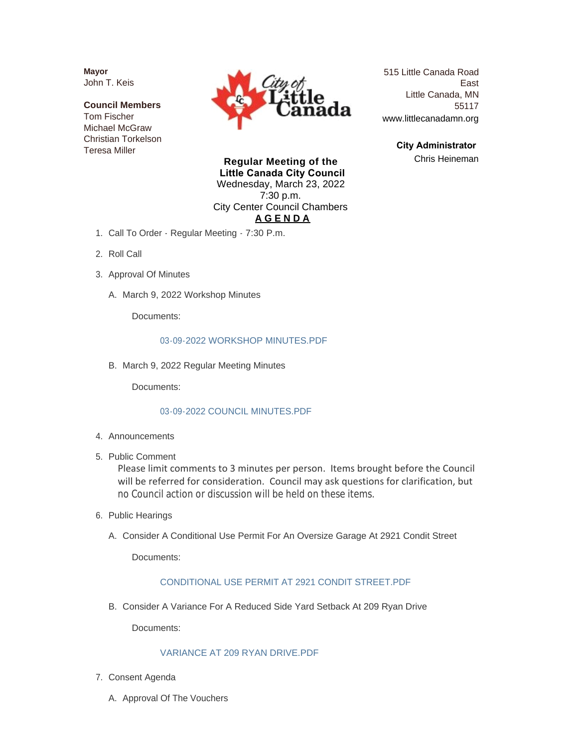**Mayor**
John T. Keis

**Council Members**
Tom Fischer
Michael McGraw
Christian Torkelson
Teresa Miller

515 Little Canada Road East
Little Canada, MN 55117
www.littlecanadamn.org

**City Administrator**
Chris Heineman

**Regular Meeting of the Little Canada City Council**
Wednesday, March 23, 2022
7:30 p.m.
City Center Council Chambers

**AGENDA**

1. Call To Order - Regular Meeting - 7:30 P.m.
2. Roll Call
3. Approval Of Minutes
   A. March 9, 2022 Workshop Minutes

      Documents:

      03-09-2022 WORKSHOP MINUTES.PDF

   B. March 9, 2022 Regular Meeting Minutes

      Documents:

      03-09-2022 COUNCIL MINUTES.PDF

4. Announcements
5. Public Comment

   Please limit comments to 3 minutes per person. Items brought before the Council will be referred for consideration. Council may ask questions for clarification, but no Council action or discussion will be held on these items.

6. Public Hearings
   A. Consider A Conditional Use Permit For An Oversize Garage At 2921 Condit Street

      Documents:

      CONDITIONAL USE PERMIT AT 2921 CONDIT STREET.PDF

   B. Consider A Variance For A Reduced Side Yard Setback At 209 Ryan Drive

      Documents:

      VARIANCE AT 209 RYAN DRIVE.PDF

7. Consent Agenda
   A. Approval Of The Vouchers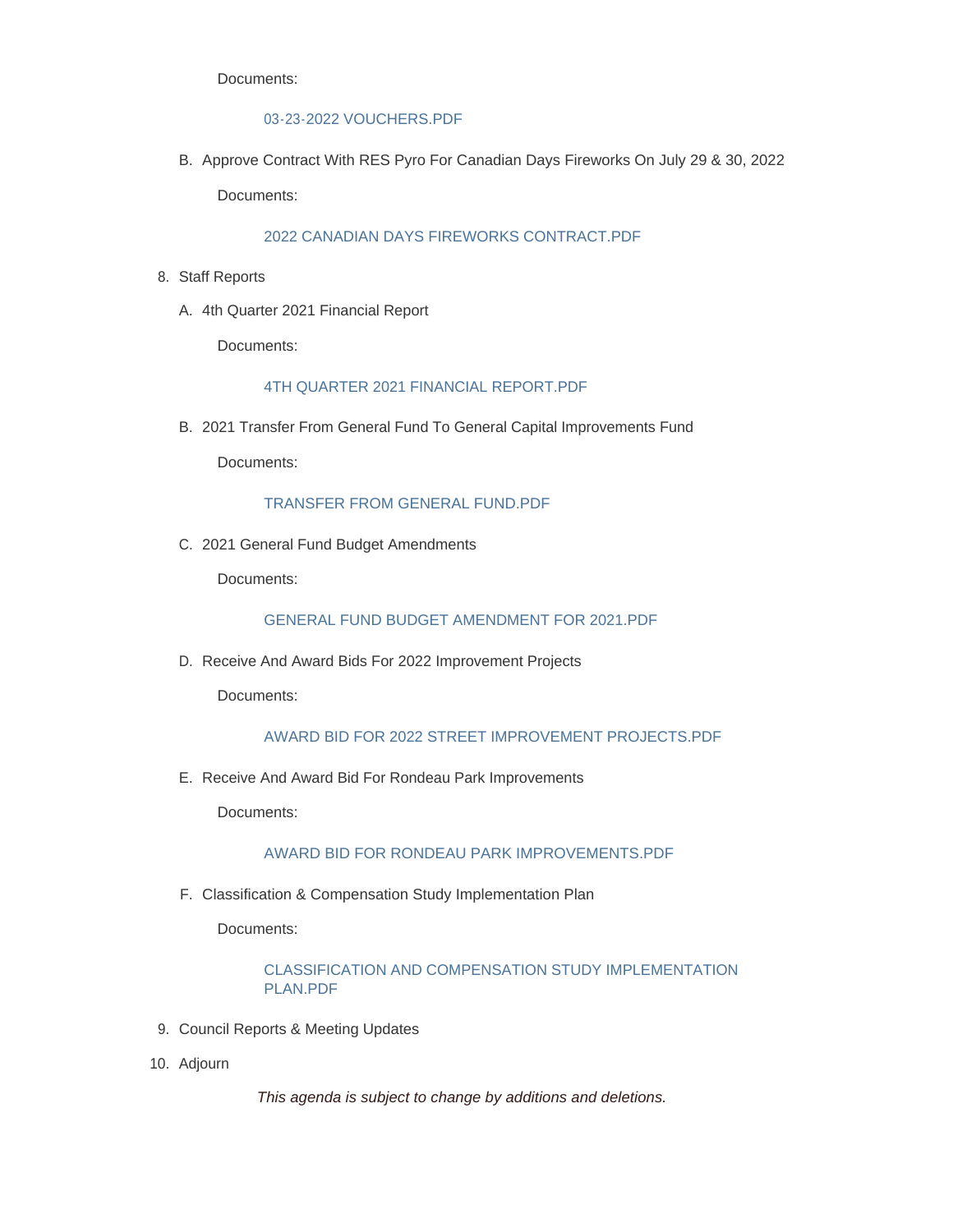Documents:

03-23-2022 VOUCHERS.PDF

B. Approve Contract With RES Pyro For Canadian Days Fireworks On July 29 & 30, 2022

Documents:

2022 CANADIAN DAYS FIREWORKS CONTRACT.PDF

8. Staff Reports

A. 4th Quarter 2021 Financial Report

Documents:

4TH QUARTER 2021 FINANCIAL REPORT.PDF

B. 2021 Transfer From General Fund To General Capital Improvements Fund

Documents:

TRANSFER FROM GENERAL FUND.PDF

C. 2021 General Fund Budget Amendments

Documents:

GENERAL FUND BUDGET AMENDMENT FOR 2021.PDF

D. Receive And Award Bids For 2022 Improvement Projects

Documents:

AWARD BID FOR 2022 STREET IMPROVEMENT PROJECTS.PDF

E. Receive And Award Bid For Rondeau Park Improvements

Documents:

AWARD BID FOR RONDEAU PARK IMPROVEMENTS.PDF

F. Classification & Compensation Study Implementation Plan

Documents:

CLASSIFICATION AND COMPENSATION STUDY IMPLEMENTATION PLAN.PDF

9. Council Reports & Meeting Updates

10. Adjourn

*This agenda is subject to change by additions and deletions.*